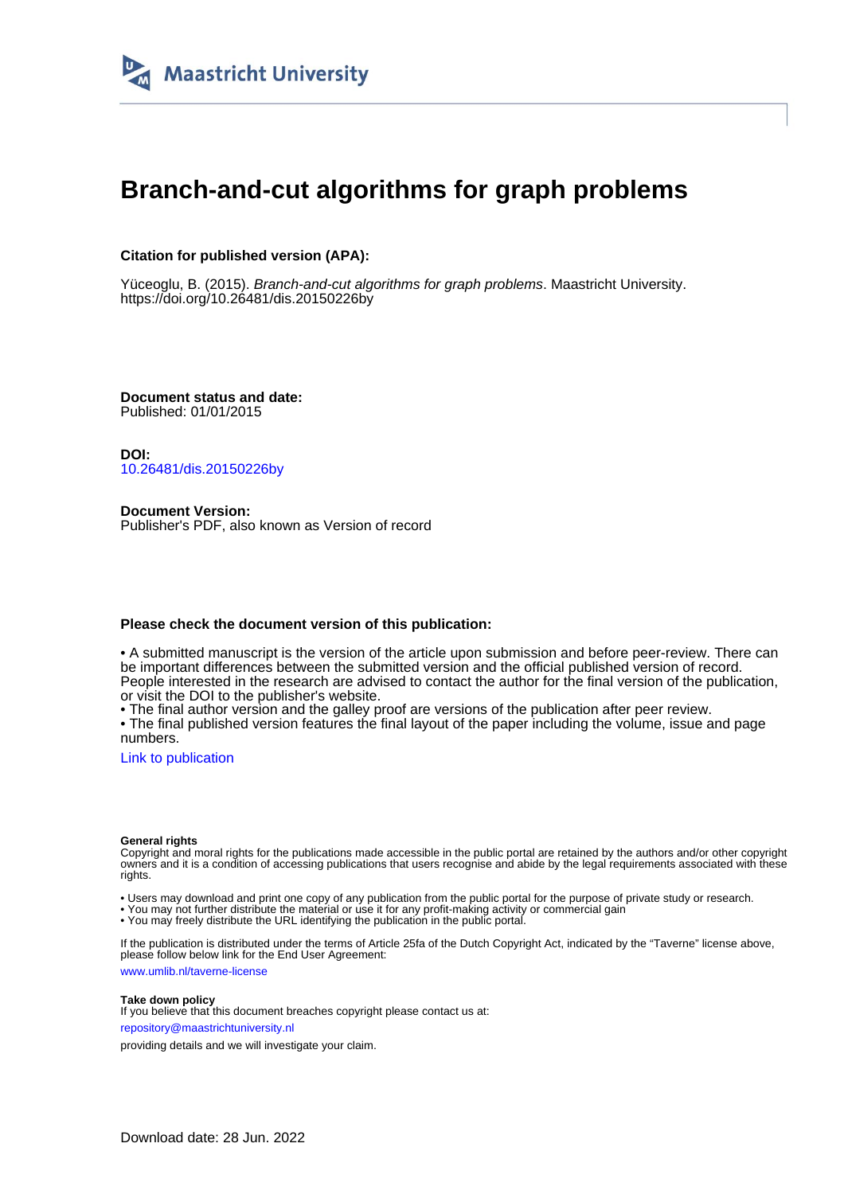Maastricht University

# Branch-and-cut algorithms for graph problems

**Citation for published version (APA):**

Yüceoglu, B. (2015). *Branch-and-cut algorithms for graph problems*. Maastricht University.
https://doi.org/10.26481/dis.20150226by

**Document status and date:**
Published: 01/01/2015

**DOI:**
10.26481/dis.20150226by

**Document Version:**
Publisher's PDF, also known as Version of record

**Please check the document version of this publication:**

• A submitted manuscript is the version of the article upon submission and before peer-review. There can be important differences between the submitted version and the official published version of record. People interested in the research are advised to contact the author for the final version of the publication, or visit the DOI to the publisher's website.
• The final author version and the galley proof are versions of the publication after peer review.
• The final published version features the final layout of the paper including the volume, issue and page numbers.

Link to publication

**General rights**
Copyright and moral rights for the publications made accessible in the public portal are retained by the authors and/or other copyright owners and it is a condition of accessing publications that users recognise and abide by the legal requirements associated with these rights.

• Users may download and print one copy of any publication from the public portal for the purpose of private study or research.
• You may not further distribute the material or use it for any profit-making activity or commercial gain
• You may freely distribute the URL identifying the publication in the public portal.

If the publication is distributed under the terms of Article 25fa of the Dutch Copyright Act, indicated by the "Taverne" license above, please follow below link for the End User Agreement:

www.umlib.nl/taverne-license

**Take down policy**
If you believe that this document breaches copyright please contact us at:

repository@maastrichtuniversity.nl

providing details and we will investigate your claim.

Download date: 28 Jun. 2022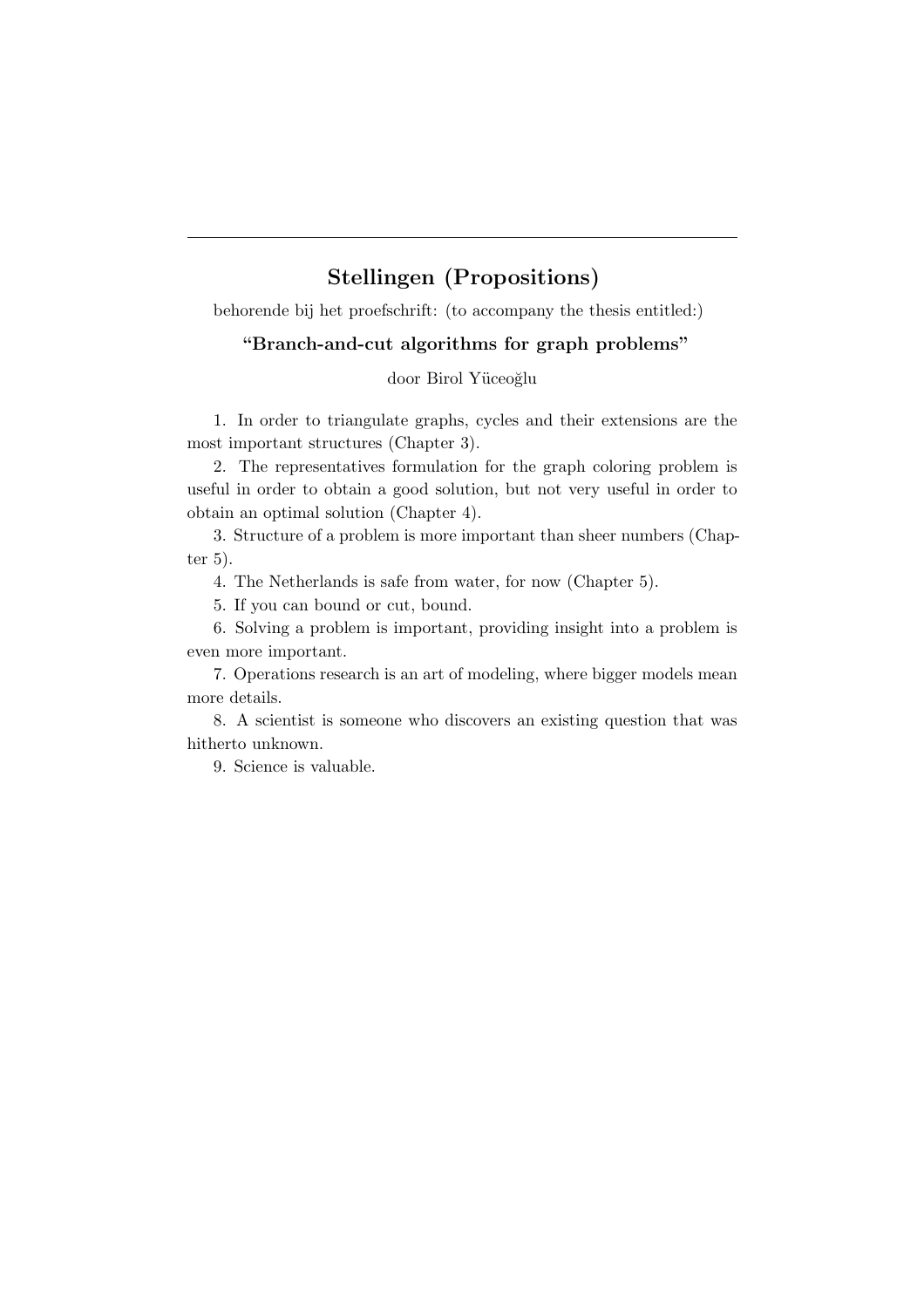## Stellingen (Propositions)

behorende bij het proefschrift: (to accompany the thesis entitled:)

**"Branch-and-cut algorithms for graph problems"**

door Birol Yüceoğlu

1. In order to triangulate graphs, cycles and their extensions are the most important structures (Chapter 3).

2. The representatives formulation for the graph coloring problem is useful in order to obtain a good solution, but not very useful in order to obtain an optimal solution (Chapter 4).

3. Structure of a problem is more important than sheer numbers (Chapter 5).

4. The Netherlands is safe from water, for now (Chapter 5).

5. If you can bound or cut, bound.

6. Solving a problem is important, providing insight into a problem is even more important.

7. Operations research is an art of modeling, where bigger models mean more details.

8. A scientist is someone who discovers an existing question that was hitherto unknown.

9. Science is valuable.